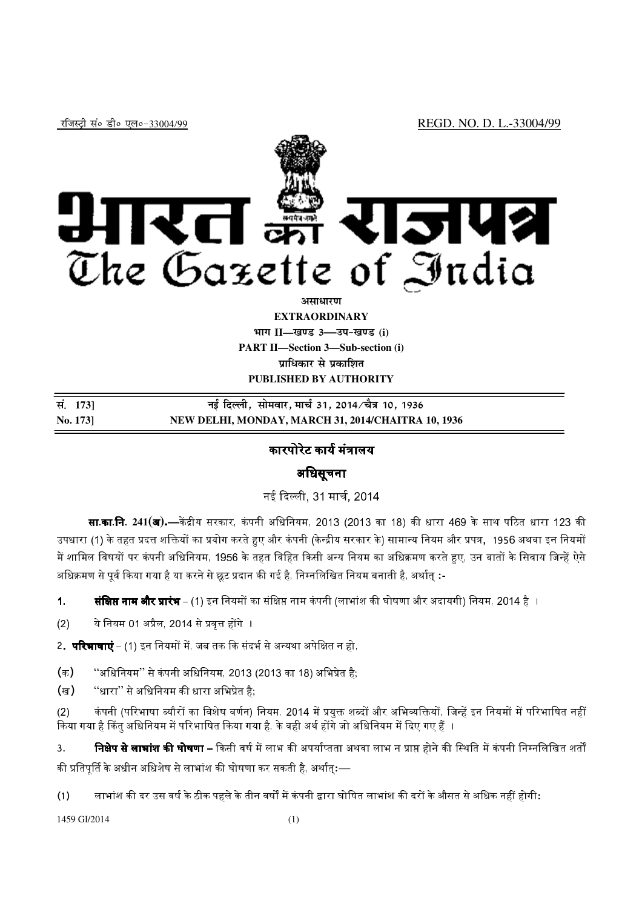रजिस्ट्री सं० डी० एल०-33004/99 REGD. NO. D. L.-33004/99

# भारत का राजपत्र
# The Gazette of India

**असाधारण**
**EXTRAORDINARY**
**भाग II—खण्ड 3—उप-खण्ड (i)**
**PART II—Section 3—Sub-section (i)**
**प्राधिकार से प्रकाशित**
**PUBLISHED BY AUTHORITY**

| | |
|---|---|
| **सं. 173]** | **नई दिल्ली, सोमवार, मार्च 31, 2014/चैत्र 10, 1936** |
| **No. 173]** | **NEW DELHI, MONDAY, MARCH 31, 2014/CHAITRA 10, 1936** |

## कारपोरेट कार्य मंत्रालय

## अधिसूचना

नई दिल्ली, 31 मार्च, 2014

**सा.का.नि. 241(अ).**—केंद्रीय सरकार, कंपनी अधिनियम, 2013 (2013 का 18) की धारा 469 के साथ पठित धारा 123 की उपधारा (1) के तहत प्रदत्त शक्तियों का प्रयोग करते हुए और कंपनी (केन्द्रीय सरकार के) सामान्य नियम और प्रपत्र, 1956 अथवा इन नियमों में शामिल विषयों पर कंपनी अधिनियम, 1956 के तहत विहित किसी अन्य नियम का अधिक्रमण करते हुए, उन बातों के सिवाय जिन्हें ऐसे अधिक्रमण से पूर्व किया गया है या करने से छूट प्रदान की गई है, निम्नलिखित नियम बनाती है, अर्थात् :-

1. **संक्षिप्त नाम और प्रारंभ** – (1) इन नियमों का संक्षिप्त नाम कंपनी (लाभांश की घोषणा और अदायगी) नियम, 2014 है ।

(2) ये नियम 01 अप्रैल, 2014 से प्रवृत्त होंगे ।

2. **परिभाषाएं** – (1) इन नियमों में, जब तक कि संदर्भ से अन्यथा अपेक्षित न हो,

(क) "अधिनियम" से कंपनी अधिनियम, 2013 (2013 का 18) अभिप्रेत है;

(ख) "धारा" से अधिनियम की धारा अभिप्रेत है;

(2) कंपनी (परिभाषा ब्यौरों का विशेष वर्णन) नियम, 2014 में प्रयुक्त शब्दों और अभिव्यक्तियों, जिन्हें इन नियमों में परिभाषित नहीं किया गया है किंतु अधिनियम में परिभाषित किया गया है, के वही अर्थ होंगे जो अधिनियम में दिए गए हैं ।

3. **निक्षेप से लाभांश की घोषणा** – किसी वर्ष में लाभ की अपर्याप्तता अथवा लाभ न प्राप्त होने की स्थिति में कंपनी निम्नलिखित शर्तों की प्रतिपूर्ति के अधीन अधिशेष से लाभांश की घोषणा कर सकती है, अर्थात्:—

(1) लाभांश की दर उस वर्ष के ठीक पहले के तीन वर्षों में कंपनी द्वारा घोषित लाभांश की दरों के औसत से अधिक नहीं होगी:

1459 GI/2014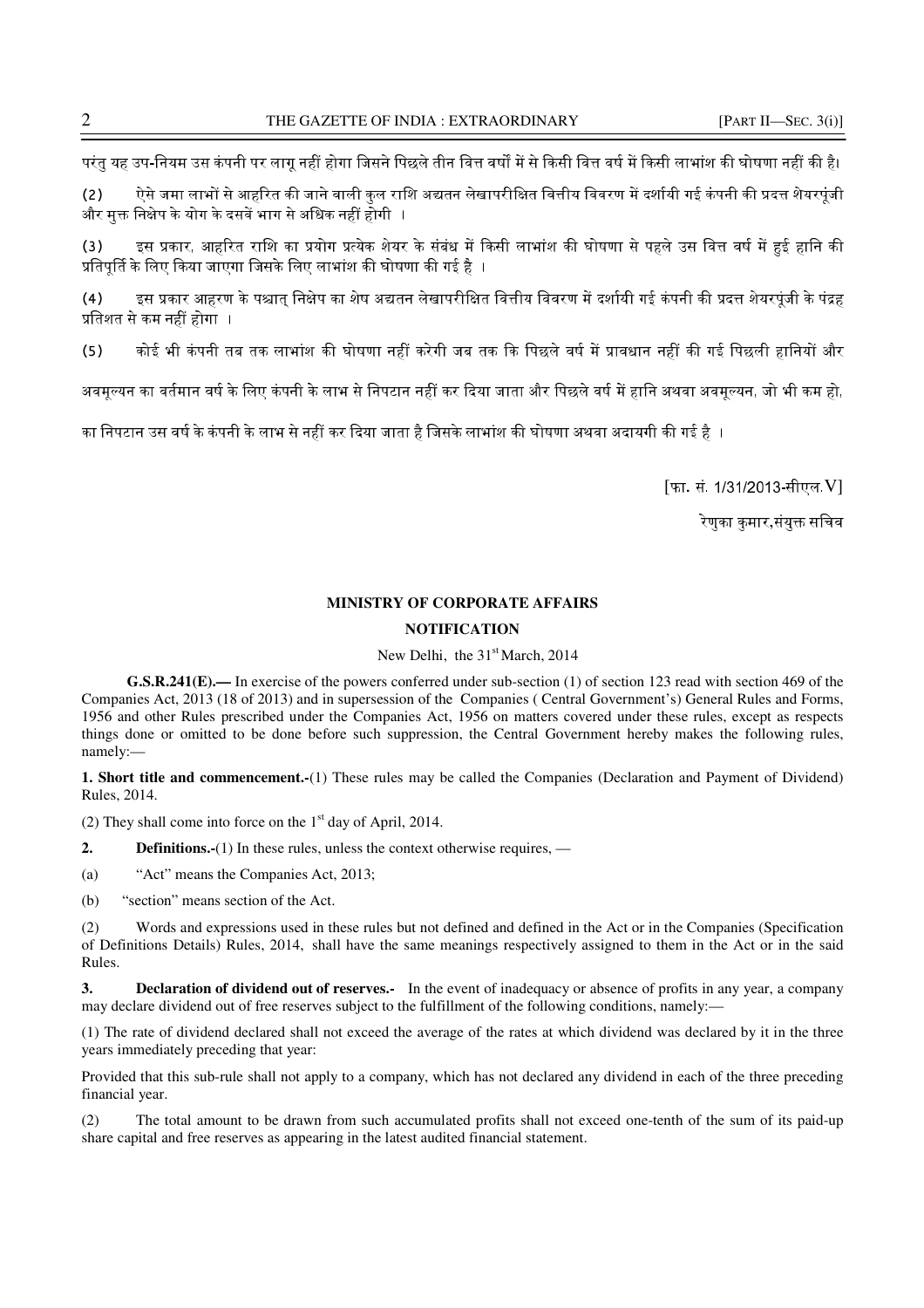परंतु यह उप-नियम उस कंपनी पर लागू नहीं होगा जिसने पिछले तीन वित्त वर्षों में से किसी वित्त वर्ष में किसी लाभांश की घोषणा नहीं की है।

(2) ऐसे जमा लाभों से आहरित की जाने वाली कुल राशि अद्यतन लेखापरीक्षित वित्तीय विवरण में दर्शायी गई कंपनी की प्रदत्त शेयरपूंजी और मुक्त निक्षेप के योग के दसवें भाग से अधिक नहीं होगी ।

(3) इस प्रकार, आहरित राशि का प्रयोग प्रत्येक शेयर के संबंध में किसी लाभांश की घोषणा से पहले उस वित्त वर्ष में हुई हानि की प्रतिपूर्ति के लिए किया जाएगा जिसके लिए लाभांश की घोषणा की गई है ।

(4) इस प्रकार आहरण के पश्चात् निक्षेप का शेष अद्यतन लेखापरीक्षित वित्तीय विवरण में दर्शायी गई कंपनी की प्रदत्त शेयरपूंजी के पंद्रह प्रतिशत से कम नहीं होगा ।

(5) कोई भी कंपनी तब तक लाभांश की घोषणा नहीं करेगी जब तक कि पिछले वर्ष में प्रावधान नहीं की गई पिछली हानियों और अवमूल्यन का वर्तमान वर्ष के लिए कंपनी के लाभ से निपटान नहीं कर दिया जाता और पिछले वर्ष में हानि अथवा अवमूल्यन, जो भी कम हो, का निपटान उस वर्ष के कंपनी के लाभ से नहीं कर दिया जाता है जिसके लाभांश की घोषणा अथवा अदायगी की गई है ।

[फा. सं. 1/31/2013-सीएल.V]

रेणुका कुमार,संयुक्त सचिव

## MINISTRY OF CORPORATE AFFAIRS

## NOTIFICATION

New Delhi, the 31st March, 2014

**G.S.R.241(E).—** In exercise of the powers conferred under sub-section (1) of section 123 read with section 469 of the Companies Act, 2013 (18 of 2013) and in supersession of the Companies ( Central Government's) General Rules and Forms, 1956 and other Rules prescribed under the Companies Act, 1956 on matters covered under these rules, except as respects things done or omitted to be done before such suppression, the Central Government hereby makes the following rules, namely:—

**1. Short title and commencement.-**(1) These rules may be called the Companies (Declaration and Payment of Dividend) Rules, 2014.

(2) They shall come into force on the 1st day of April, 2014.

**2. Definitions.-**(1) In these rules, unless the context otherwise requires, —

(a) "Act" means the Companies Act, 2013;

(b) "section" means section of the Act.

(2) Words and expressions used in these rules but not defined and defined in the Act or in the Companies (Specification of Definitions Details) Rules, 2014, shall have the same meanings respectively assigned to them in the Act or in the said Rules.

**3. Declaration of dividend out of reserves.-** In the event of inadequacy or absence of profits in any year, a company may declare dividend out of free reserves subject to the fulfillment of the following conditions, namely:—

(1) The rate of dividend declared shall not exceed the average of the rates at which dividend was declared by it in the three years immediately preceding that year:

Provided that this sub-rule shall not apply to a company, which has not declared any dividend in each of the three preceding financial year.

(2) The total amount to be drawn from such accumulated profits shall not exceed one-tenth of the sum of its paid-up share capital and free reserves as appearing in the latest audited financial statement.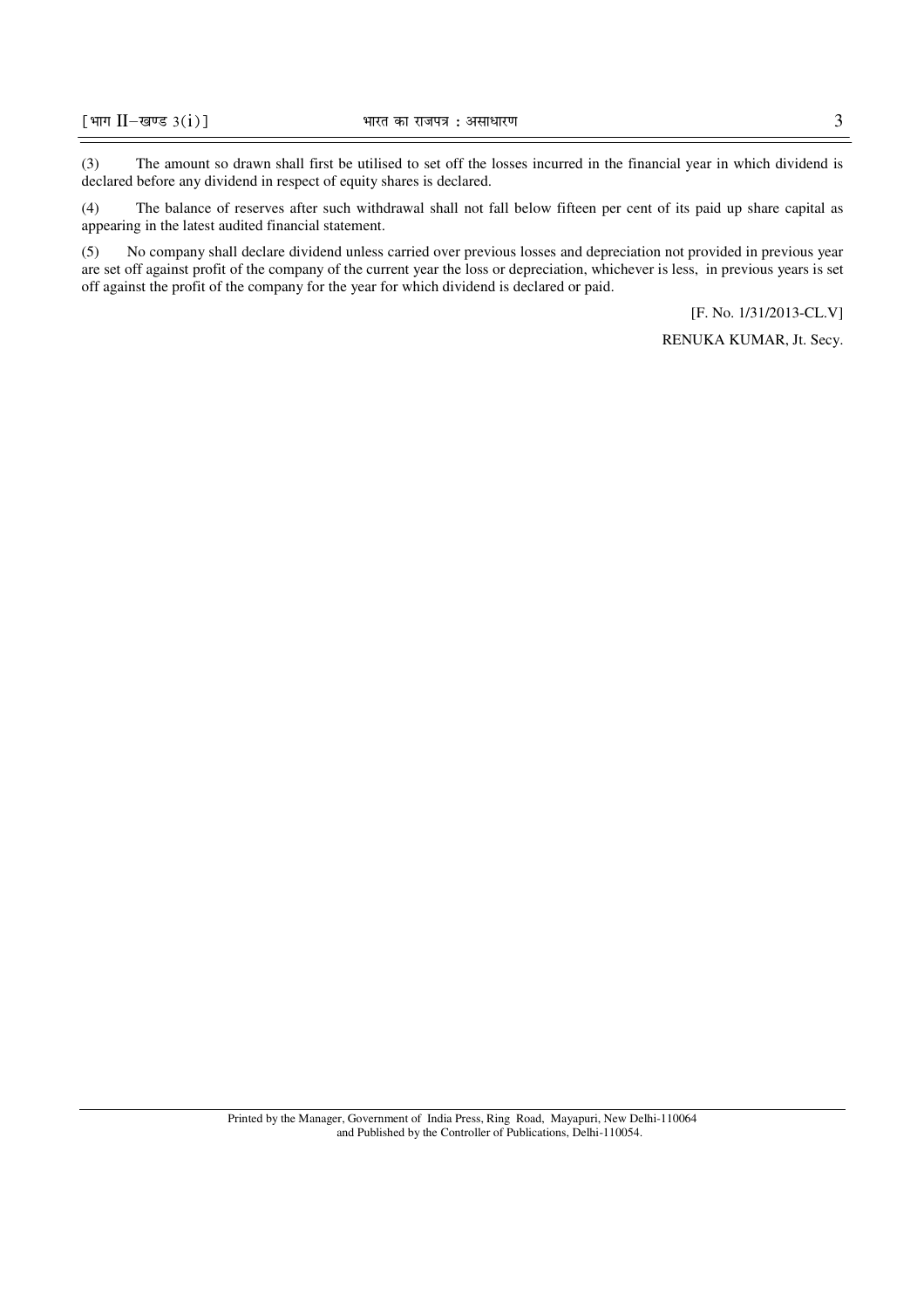(3) The amount so drawn shall first be utilised to set off the losses incurred in the financial year in which dividend is declared before any dividend in respect of equity shares is declared.

(4) The balance of reserves after such withdrawal shall not fall below fifteen per cent of its paid up share capital as appearing in the latest audited financial statement.

(5) No company shall declare dividend unless carried over previous losses and depreciation not provided in previous year are set off against profit of the company of the current year the loss or depreciation, whichever is less, in previous years is set off against the profit of the company for the year for which dividend is declared or paid.

[F. No. 1/31/2013-CL.V]

RENUKA KUMAR, Jt. Secy.

Printed by the Manager, Government of India Press, Ring Road, Mayapuri, New Delhi-110064
and Published by the Controller of Publications, Delhi-110054.